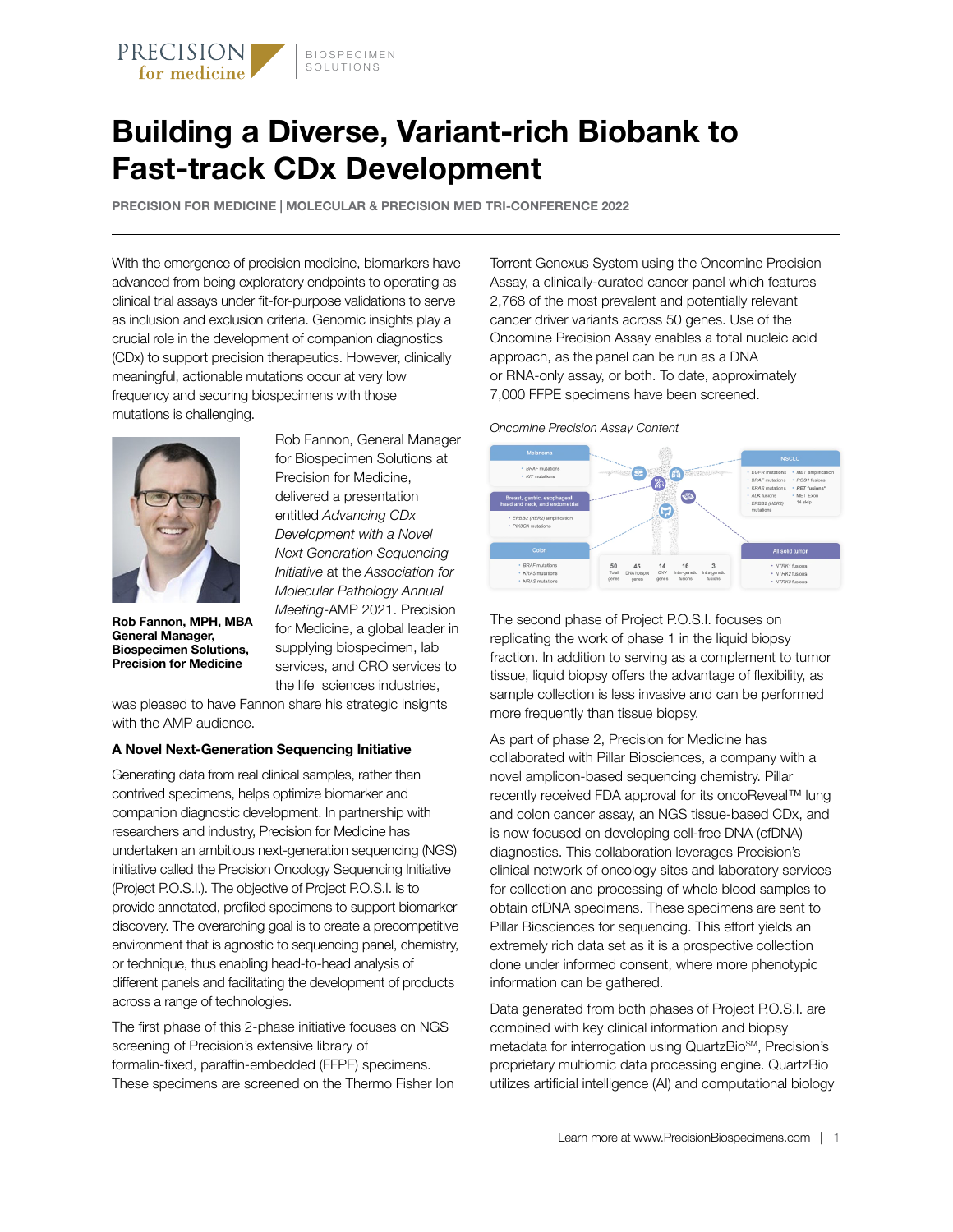# Building a Diverse, Variant-rich Biobank to Fast-track CDx Development

**PRECISION FOR MEDICINE | MOLECULAR & PRECISION MED TRI-CONFERENCE 2022**

With the emergence of precision medicine, biomarkers have advanced from being exploratory endpoints to operating as clinical trial assays under fit-for-purpose validations to serve as inclusion and exclusion criteria. Genomic insights play a crucial role in the development of companion diagnostics (CDx) to support precision therapeutics. However, clinically meaningful, actionable mutations occur at very low frequency and securing biospecimens with those mutations is challenging.

**Rob Fannon, MPH, MBA**
**General Manager, Biospecimen Solutions, Precision for Medicine**

Rob Fannon, General Manager for Biospecimen Solutions at Precision for Medicine, delivered a presentation entitled *Advancing CDx Development with a Novel Next Generation Sequencing Initiative* at the *Association for Molecular Pathology Annual Meeting*-AMP 2021. Precision for Medicine, a global leader in supplying biospecimen, lab services, and CRO services to the life sciences industries, was pleased to have Fannon share his strategic insights with the AMP audience.

### A Novel Next-Generation Sequencing Initiative

Generating data from real clinical samples, rather than contrived specimens, helps optimize biomarker and companion diagnostic development. In partnership with researchers and industry, Precision for Medicine has undertaken an ambitious next-generation sequencing (NGS) initiative called the Precision Oncology Sequencing Initiative (Project P.O.S.I.). The objective of Project P.O.S.I. is to provide annotated, profiled specimens to support biomarker discovery. The overarching goal is to create a precompetitive environment that is agnostic to sequencing panel, chemistry, or technique, thus enabling head-to-head analysis of different panels and facilitating the development of products across a range of technologies.

The first phase of this 2-phase initiative focuses on NGS screening of Precision's extensive library of formalin-fixed, paraffin-embedded (FFPE) specimens. These specimens are screened on the Thermo Fisher Ion Torrent Genexus System using the Oncomine Precision Assay, a clinically-curated cancer panel which features 2,768 of the most prevalent and potentially relevant cancer driver variants across 50 genes. Use of the Oncomine Precision Assay enables a total nucleic acid approach, as the panel can be run as a DNA or RNA-only assay, or both. To date, approximately 7,000 FFPE specimens have been screened.

*Oncomlne Precision Assay Content*

Melanoma
- BRAF mutations
- KIT mutations

Breast, gastric, esophageal, head and neck, and endometrial
- ERBB2 (HER2) amplification
- PIK3CA mutations

Colon
- BRAF mutations
- KRAS mutations
- NRAS mutations

NSCLC
- EGFR mutations
- BRAF mutations
- KRAS mutations
- ALK fusions
- ERBB2 (HER2) mutations
- MET amplification
- ROS1 fusions
- RET fusions*
- MET Exon 14 skip

All solid tumor
- NTRK1 fusions
- NTRK2 fusions
- NTRK3 fusions

50 Total genes | 45 DNA hotspot genes | 14 CNV genes | 16 Inter-genetic fusions | 3 Intra-genetic fusions

The second phase of Project P.O.S.I. focuses on replicating the work of phase 1 in the liquid biopsy fraction. In addition to serving as a complement to tumor tissue, liquid biopsy offers the advantage of flexibility, as sample collection is less invasive and can be performed more frequently than tissue biopsy.

As part of phase 2, Precision for Medicine has collaborated with Pillar Biosciences, a company with a novel amplicon-based sequencing chemistry. Pillar recently received FDA approval for its oncoReveal™ lung and colon cancer assay, an NGS tissue-based CDx, and is now focused on developing cell-free DNA (cfDNA) diagnostics. This collaboration leverages Precision's clinical network of oncology sites and laboratory services for collection and processing of whole blood samples to obtain cfDNA specimens. These specimens are sent to Pillar Biosciences for sequencing. This effort yields an extremely rich data set as it is a prospective collection done under informed consent, where more phenotypic information can be gathered.

Data generated from both phases of Project P.O.S.I. are combined with key clinical information and biopsy metadata for interrogation using QuartzBio℠, Precision's proprietary multiomic data processing engine. QuartzBio utilizes artificial intelligence (AI) and computational biology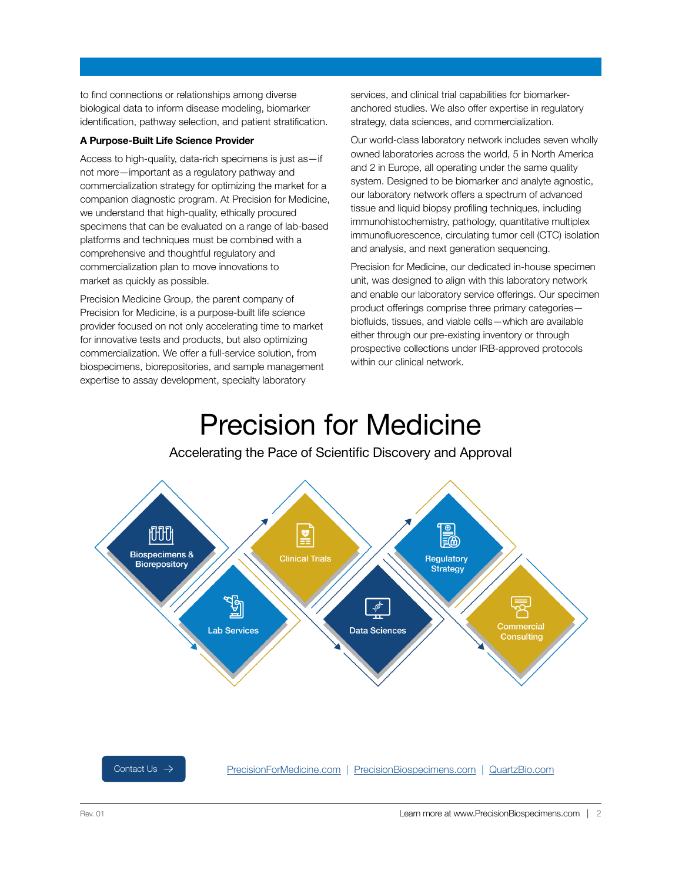to find connections or relationships among diverse biological data to inform disease modeling, biomarker identification, pathway selection, and patient stratification.

**A Purpose-Built Life Science Provider**

Access to high-quality, data-rich specimens is just as—if not more—important as a regulatory pathway and commercialization strategy for optimizing the market for a companion diagnostic program. At Precision for Medicine, we understand that high-quality, ethically procured specimens that can be evaluated on a range of lab-based platforms and techniques must be combined with a comprehensive and thoughtful regulatory and commercialization plan to move innovations to market as quickly as possible.

Precision Medicine Group, the parent company of Precision for Medicine, is a purpose-built life science provider focused on not only accelerating time to market for innovative tests and products, but also optimizing commercialization. We offer a full-service solution, from biospecimens, biorepositories, and sample management expertise to assay development, specialty laboratory services, and clinical trial capabilities for biomarker-anchored studies. We also offer expertise in regulatory strategy, data sciences, and commercialization.

Our world-class laboratory network includes seven wholly owned laboratories across the world, 5 in North America and 2 in Europe, all operating under the same quality system. Designed to be biomarker and analyte agnostic, our laboratory network offers a spectrum of advanced tissue and liquid biopsy profiling techniques, including immunohistochemistry, pathology, quantitative multiplex immunofluorescence, circulating tumor cell (CTC) isolation and analysis, and next generation sequencing.

Precision for Medicine, our dedicated in-house specimen unit, was designed to align with this laboratory network and enable our laboratory service offerings. Our specimen product offerings comprise three primary categories—biofluids, tissues, and viable cells—which are available either through our pre-existing inventory or through prospective collections under IRB-approved protocols within our clinical network.

# Precision for Medicine

Accelerating the Pace of Scientific Discovery and Approval

Biospecimens & Biorepository

Lab Services

Clinical Trials

Data Sciences

Regulatory Strategy

Commercial Consulting

Contact Us →

PrecisionForMedicine.com | PrecisionBiospecimens.com | QuartzBio.com

Rev. 01